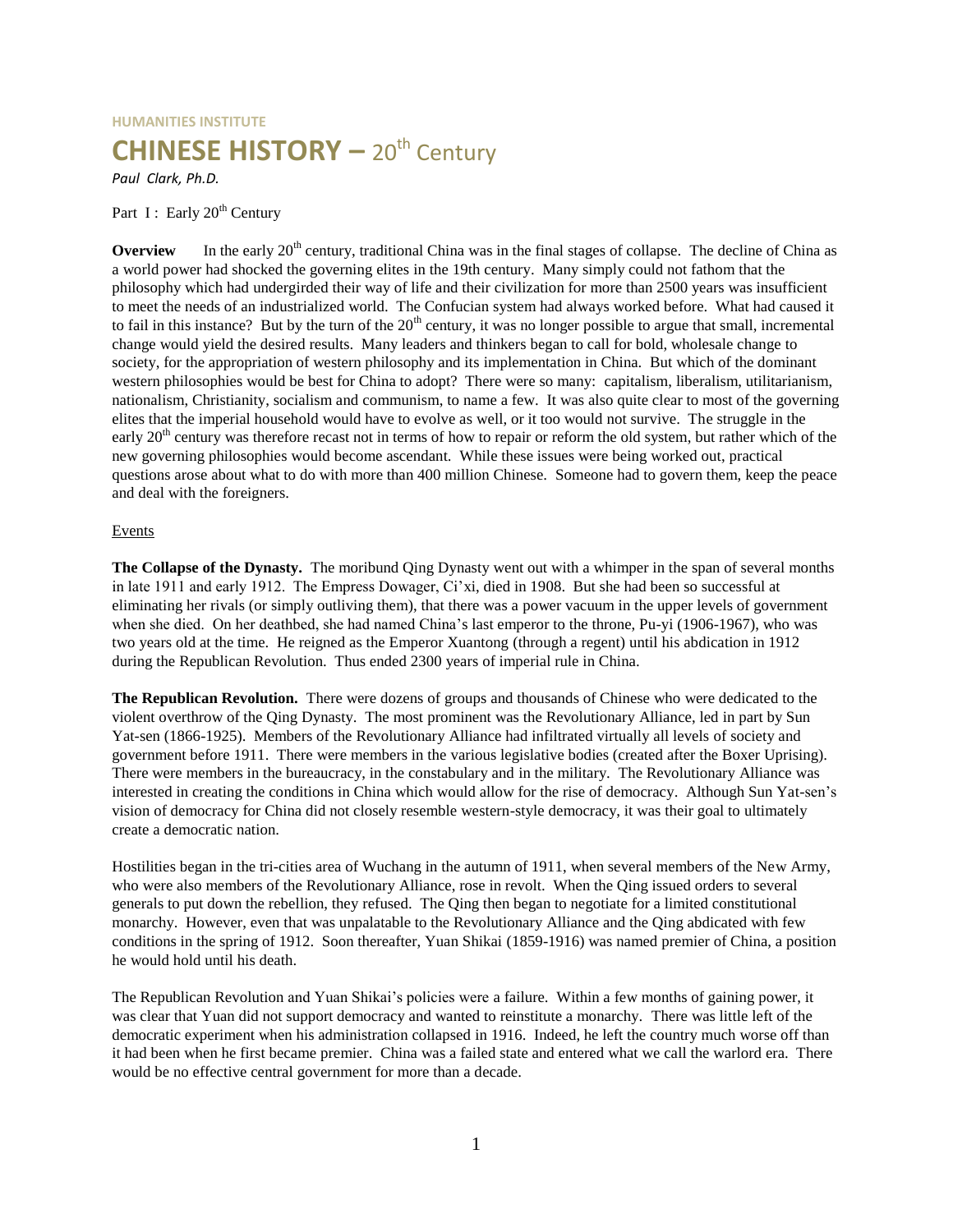HUMANITIES INSTITUTE

# CHINESE HISTORY – 20th Century

*Paul Clark, Ph.D.*

Part I : Early 20th Century

**Overview** In the early 20th century, traditional China was in the final stages of collapse. The decline of China as a world power had shocked the governing elites in the 19th century. Many simply could not fathom that the philosophy which had undergirded their way of life and their civilization for more than 2500 years was insufficient to meet the needs of an industrialized world. The Confucian system had always worked before. What had caused it to fail in this instance? But by the turn of the 20th century, it was no longer possible to argue that small, incremental change would yield the desired results. Many leaders and thinkers began to call for bold, wholesale change to society, for the appropriation of western philosophy and its implementation in China. But which of the dominant western philosophies would be best for China to adopt? There were so many: capitalism, liberalism, utilitarianism, nationalism, Christianity, socialism and communism, to name a few. It was also quite clear to most of the governing elites that the imperial household would have to evolve as well, or it too would not survive. The struggle in the early 20th century was therefore recast not in terms of how to repair or reform the old system, but rather which of the new governing philosophies would become ascendant. While these issues were being worked out, practical questions arose about what to do with more than 400 million Chinese. Someone had to govern them, keep the peace and deal with the foreigners.

Events

**The Collapse of the Dynasty.** The moribund Qing Dynasty went out with a whimper in the span of several months in late 1911 and early 1912. The Empress Dowager, Ci'xi, died in 1908. But she had been so successful at eliminating her rivals (or simply outliving them), that there was a power vacuum in the upper levels of government when she died. On her deathbed, she had named China's last emperor to the throne, Pu-yi (1906-1967), who was two years old at the time. He reigned as the Emperor Xuantong (through a regent) until his abdication in 1912 during the Republican Revolution. Thus ended 2300 years of imperial rule in China.

**The Republican Revolution.** There were dozens of groups and thousands of Chinese who were dedicated to the violent overthrow of the Qing Dynasty. The most prominent was the Revolutionary Alliance, led in part by Sun Yat-sen (1866-1925). Members of the Revolutionary Alliance had infiltrated virtually all levels of society and government before 1911. There were members in the various legislative bodies (created after the Boxer Uprising). There were members in the bureaucracy, in the constabulary and in the military. The Revolutionary Alliance was interested in creating the conditions in China which would allow for the rise of democracy. Although Sun Yat-sen's vision of democracy for China did not closely resemble western-style democracy, it was their goal to ultimately create a democratic nation.

Hostilities began in the tri-cities area of Wuchang in the autumn of 1911, when several members of the New Army, who were also members of the Revolutionary Alliance, rose in revolt. When the Qing issued orders to several generals to put down the rebellion, they refused. The Qing then began to negotiate for a limited constitutional monarchy. However, even that was unpalatable to the Revolutionary Alliance and the Qing abdicated with few conditions in the spring of 1912. Soon thereafter, Yuan Shikai (1859-1916) was named premier of China, a position he would hold until his death.

The Republican Revolution and Yuan Shikai's policies were a failure. Within a few months of gaining power, it was clear that Yuan did not support democracy and wanted to reinstitute a monarchy. There was little left of the democratic experiment when his administration collapsed in 1916. Indeed, he left the country much worse off than it had been when he first became premier. China was a failed state and entered what we call the warlord era. There would be no effective central government for more than a decade.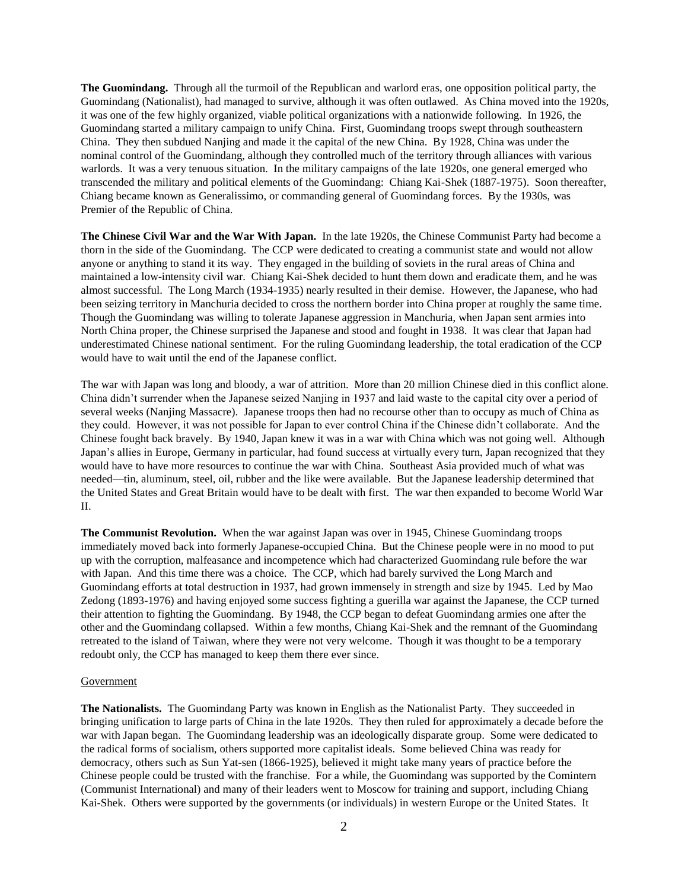**The Guomindang.** Through all the turmoil of the Republican and warlord eras, one opposition political party, the Guomindang (Nationalist), had managed to survive, although it was often outlawed. As China moved into the 1920s, it was one of the few highly organized, viable political organizations with a nationwide following. In 1926, the Guomindang started a military campaign to unify China. First, Guomindang troops swept through southeastern China. They then subdued Nanjing and made it the capital of the new China. By 1928, China was under the nominal control of the Guomindang, although they controlled much of the territory through alliances with various warlords. It was a very tenuous situation. In the military campaigns of the late 1920s, one general emerged who transcended the military and political elements of the Guomindang: Chiang Kai-Shek (1887-1975). Soon thereafter, Chiang became known as Generalissimo, or commanding general of Guomindang forces. By the 1930s, was Premier of the Republic of China.

**The Chinese Civil War and the War With Japan.** In the late 1920s, the Chinese Communist Party had become a thorn in the side of the Guomindang. The CCP were dedicated to creating a communist state and would not allow anyone or anything to stand it its way. They engaged in the building of soviets in the rural areas of China and maintained a low-intensity civil war. Chiang Kai-Shek decided to hunt them down and eradicate them, and he was almost successful. The Long March (1934-1935) nearly resulted in their demise. However, the Japanese, who had been seizing territory in Manchuria decided to cross the northern border into China proper at roughly the same time. Though the Guomindang was willing to tolerate Japanese aggression in Manchuria, when Japan sent armies into North China proper, the Chinese surprised the Japanese and stood and fought in 1938. It was clear that Japan had underestimated Chinese national sentiment. For the ruling Guomindang leadership, the total eradication of the CCP would have to wait until the end of the Japanese conflict.

The war with Japan was long and bloody, a war of attrition. More than 20 million Chinese died in this conflict alone. China didn't surrender when the Japanese seized Nanjing in 1937 and laid waste to the capital city over a period of several weeks (Nanjing Massacre). Japanese troops then had no recourse other than to occupy as much of China as they could. However, it was not possible for Japan to ever control China if the Chinese didn't collaborate. And the Chinese fought back bravely. By 1940, Japan knew it was in a war with China which was not going well. Although Japan's allies in Europe, Germany in particular, had found success at virtually every turn, Japan recognized that they would have to have more resources to continue the war with China. Southeast Asia provided much of what was needed—tin, aluminum, steel, oil, rubber and the like were available. But the Japanese leadership determined that the United States and Great Britain would have to be dealt with first. The war then expanded to become World War II.

**The Communist Revolution.** When the war against Japan was over in 1945, Chinese Guomindang troops immediately moved back into formerly Japanese-occupied China. But the Chinese people were in no mood to put up with the corruption, malfeasance and incompetence which had characterized Guomindang rule before the war with Japan. And this time there was a choice. The CCP, which had barely survived the Long March and Guomindang efforts at total destruction in 1937, had grown immensely in strength and size by 1945. Led by Mao Zedong (1893-1976) and having enjoyed some success fighting a guerilla war against the Japanese, the CCP turned their attention to fighting the Guomindang. By 1948, the CCP began to defeat Guomindang armies one after the other and the Guomindang collapsed. Within a few months, Chiang Kai-Shek and the remnant of the Guomindang retreated to the island of Taiwan, where they were not very welcome. Though it was thought to be a temporary redoubt only, the CCP has managed to keep them there ever since.

## Government

**The Nationalists.** The Guomindang Party was known in English as the Nationalist Party. They succeeded in bringing unification to large parts of China in the late 1920s. They then ruled for approximately a decade before the war with Japan began. The Guomindang leadership was an ideologically disparate group. Some were dedicated to the radical forms of socialism, others supported more capitalist ideals. Some believed China was ready for democracy, others such as Sun Yat-sen (1866-1925), believed it might take many years of practice before the Chinese people could be trusted with the franchise. For a while, the Guomindang was supported by the Comintern (Communist International) and many of their leaders went to Moscow for training and support, including Chiang Kai-Shek. Others were supported by the governments (or individuals) in western Europe or the United States. It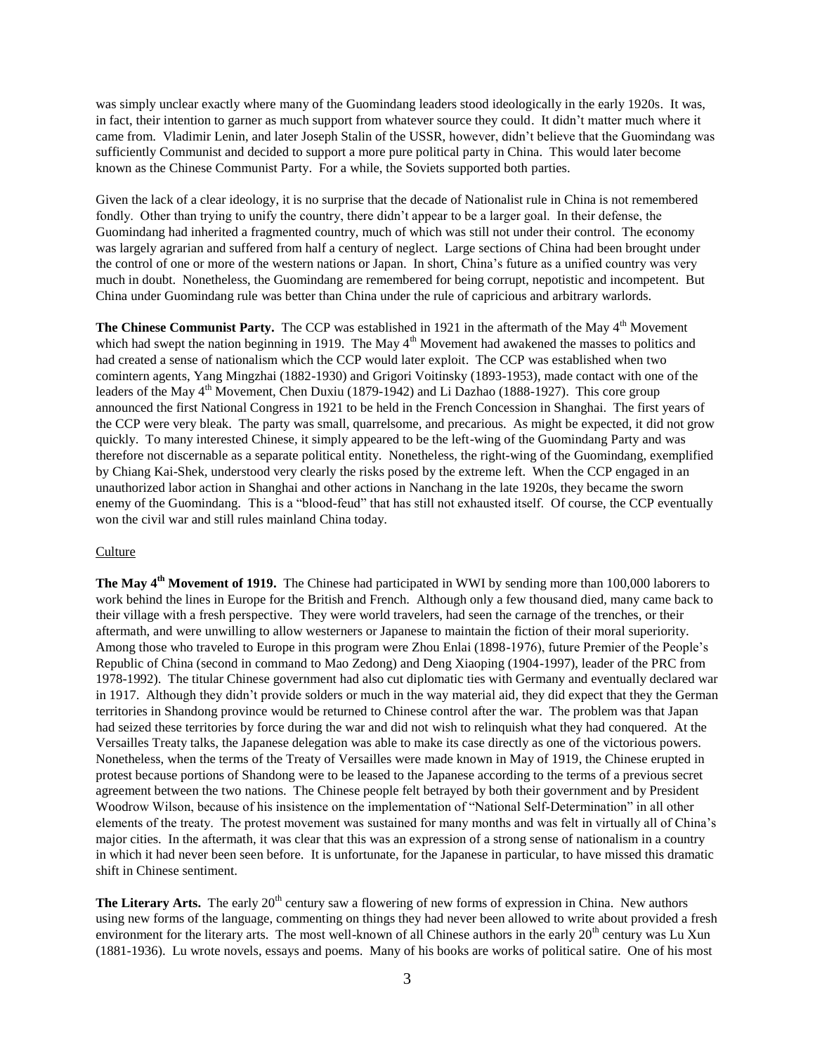was simply unclear exactly where many of the Guomindang leaders stood ideologically in the early 1920s. It was, in fact, their intention to garner as much support from whatever source they could. It didn't matter much where it came from. Vladimir Lenin, and later Joseph Stalin of the USSR, however, didn't believe that the Guomindang was sufficiently Communist and decided to support a more pure political party in China. This would later become known as the Chinese Communist Party. For a while, the Soviets supported both parties.

Given the lack of a clear ideology, it is no surprise that the decade of Nationalist rule in China is not remembered fondly. Other than trying to unify the country, there didn't appear to be a larger goal. In their defense, the Guomindang had inherited a fragmented country, much of which was still not under their control. The economy was largely agrarian and suffered from half a century of neglect. Large sections of China had been brought under the control of one or more of the western nations or Japan. In short, China's future as a unified country was very much in doubt. Nonetheless, the Guomindang are remembered for being corrupt, nepotistic and incompetent. But China under Guomindang rule was better than China under the rule of capricious and arbitrary warlords.

**The Chinese Communist Party.** The CCP was established in 1921 in the aftermath of the May 4th Movement which had swept the nation beginning in 1919. The May 4th Movement had awakened the masses to politics and had created a sense of nationalism which the CCP would later exploit. The CCP was established when two comintern agents, Yang Mingzhai (1882-1930) and Grigori Voitinsky (1893-1953), made contact with one of the leaders of the May 4th Movement, Chen Duxiu (1879-1942) and Li Dazhao (1888-1927). This core group announced the first National Congress in 1921 to be held in the French Concession in Shanghai. The first years of the CCP were very bleak. The party was small, quarrelsome, and precarious. As might be expected, it did not grow quickly. To many interested Chinese, it simply appeared to be the left-wing of the Guomindang Party and was therefore not discernable as a separate political entity. Nonetheless, the right-wing of the Guomindang, exemplified by Chiang Kai-Shek, understood very clearly the risks posed by the extreme left. When the CCP engaged in an unauthorized labor action in Shanghai and other actions in Nanchang in the late 1920s, they became the sworn enemy of the Guomindang. This is a "blood-feud" that has still not exhausted itself. Of course, the CCP eventually won the civil war and still rules mainland China today.

Culture

**The May 4th Movement of 1919.** The Chinese had participated in WWI by sending more than 100,000 laborers to work behind the lines in Europe for the British and French. Although only a few thousand died, many came back to their village with a fresh perspective. They were world travelers, had seen the carnage of the trenches, or their aftermath, and were unwilling to allow westerners or Japanese to maintain the fiction of their moral superiority. Among those who traveled to Europe in this program were Zhou Enlai (1898-1976), future Premier of the People's Republic of China (second in command to Mao Zedong) and Deng Xiaoping (1904-1997), leader of the PRC from 1978-1992). The titular Chinese government had also cut diplomatic ties with Germany and eventually declared war in 1917. Although they didn't provide solders or much in the way material aid, they did expect that they the German territories in Shandong province would be returned to Chinese control after the war. The problem was that Japan had seized these territories by force during the war and did not wish to relinquish what they had conquered. At the Versailles Treaty talks, the Japanese delegation was able to make its case directly as one of the victorious powers. Nonetheless, when the terms of the Treaty of Versailles were made known in May of 1919, the Chinese erupted in protest because portions of Shandong were to be leased to the Japanese according to the terms of a previous secret agreement between the two nations. The Chinese people felt betrayed by both their government and by President Woodrow Wilson, because of his insistence on the implementation of "National Self-Determination" in all other elements of the treaty. The protest movement was sustained for many months and was felt in virtually all of China's major cities. In the aftermath, it was clear that this was an expression of a strong sense of nationalism in a country in which it had never been seen before. It is unfortunate, for the Japanese in particular, to have missed this dramatic shift in Chinese sentiment.

**The Literary Arts.** The early 20th century saw a flowering of new forms of expression in China. New authors using new forms of the language, commenting on things they had never been allowed to write about provided a fresh environment for the literary arts. The most well-known of all Chinese authors in the early 20th century was Lu Xun (1881-1936). Lu wrote novels, essays and poems. Many of his books are works of political satire. One of his most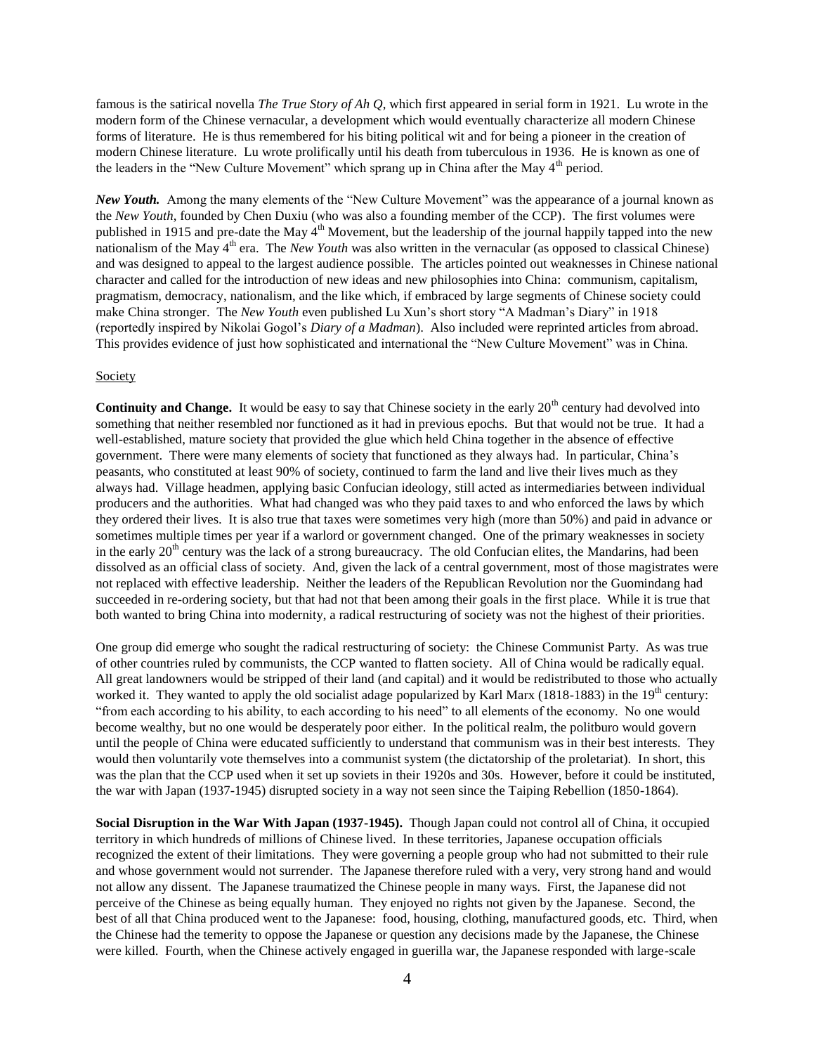famous is the satirical novella *The True Story of Ah Q*, which first appeared in serial form in 1921. Lu wrote in the modern form of the Chinese vernacular, a development which would eventually characterize all modern Chinese forms of literature. He is thus remembered for his biting political wit and for being a pioneer in the creation of modern Chinese literature. Lu wrote prolifically until his death from tuberculous in 1936. He is known as one of the leaders in the "New Culture Movement" which sprang up in China after the May 4th period.

***New Youth.*** Among the many elements of the "New Culture Movement" was the appearance of a journal known as the *New Youth*, founded by Chen Duxiu (who was also a founding member of the CCP). The first volumes were published in 1915 and pre-date the May 4th Movement, but the leadership of the journal happily tapped into the new nationalism of the May 4th era. The *New Youth* was also written in the vernacular (as opposed to classical Chinese) and was designed to appeal to the largest audience possible. The articles pointed out weaknesses in Chinese national character and called for the introduction of new ideas and new philosophies into China: communism, capitalism, pragmatism, democracy, nationalism, and the like which, if embraced by large segments of Chinese society could make China stronger. The *New Youth* even published Lu Xun's short story "A Madman's Diary" in 1918 (reportedly inspired by Nikolai Gogol's *Diary of a Madman*). Also included were reprinted articles from abroad. This provides evidence of just how sophisticated and international the "New Culture Movement" was in China.

## Society

**Continuity and Change.** It would be easy to say that Chinese society in the early 20th century had devolved into something that neither resembled nor functioned as it had in previous epochs. But that would not be true. It had a well-established, mature society that provided the glue which held China together in the absence of effective government. There were many elements of society that functioned as they always had. In particular, China's peasants, who constituted at least 90% of society, continued to farm the land and live their lives much as they always had. Village headmen, applying basic Confucian ideology, still acted as intermediaries between individual producers and the authorities. What had changed was who they paid taxes to and who enforced the laws by which they ordered their lives. It is also true that taxes were sometimes very high (more than 50%) and paid in advance or sometimes multiple times per year if a warlord or government changed. One of the primary weaknesses in society in the early 20th century was the lack of a strong bureaucracy. The old Confucian elites, the Mandarins, had been dissolved as an official class of society. And, given the lack of a central government, most of those magistrates were not replaced with effective leadership. Neither the leaders of the Republican Revolution nor the Guomindang had succeeded in re-ordering society, but that had not that been among their goals in the first place. While it is true that both wanted to bring China into modernity, a radical restructuring of society was not the highest of their priorities.

One group did emerge who sought the radical restructuring of society: the Chinese Communist Party. As was true of other countries ruled by communists, the CCP wanted to flatten society. All of China would be radically equal. All great landowners would be stripped of their land (and capital) and it would be redistributed to those who actually worked it. They wanted to apply the old socialist adage popularized by Karl Marx (1818-1883) in the 19th century: "from each according to his ability, to each according to his need" to all elements of the economy. No one would become wealthy, but no one would be desperately poor either. In the political realm, the politburo would govern until the people of China were educated sufficiently to understand that communism was in their best interests. They would then voluntarily vote themselves into a communist system (the dictatorship of the proletariat). In short, this was the plan that the CCP used when it set up soviets in their 1920s and 30s. However, before it could be instituted, the war with Japan (1937-1945) disrupted society in a way not seen since the Taiping Rebellion (1850-1864).

**Social Disruption in the War With Japan (1937-1945).** Though Japan could not control all of China, it occupied territory in which hundreds of millions of Chinese lived. In these territories, Japanese occupation officials recognized the extent of their limitations. They were governing a people group who had not submitted to their rule and whose government would not surrender. The Japanese therefore ruled with a very, very strong hand and would not allow any dissent. The Japanese traumatized the Chinese people in many ways. First, the Japanese did not perceive of the Chinese as being equally human. They enjoyed no rights not given by the Japanese. Second, the best of all that China produced went to the Japanese: food, housing, clothing, manufactured goods, etc. Third, when the Chinese had the temerity to oppose the Japanese or question any decisions made by the Japanese, the Chinese were killed. Fourth, when the Chinese actively engaged in guerilla war, the Japanese responded with large-scale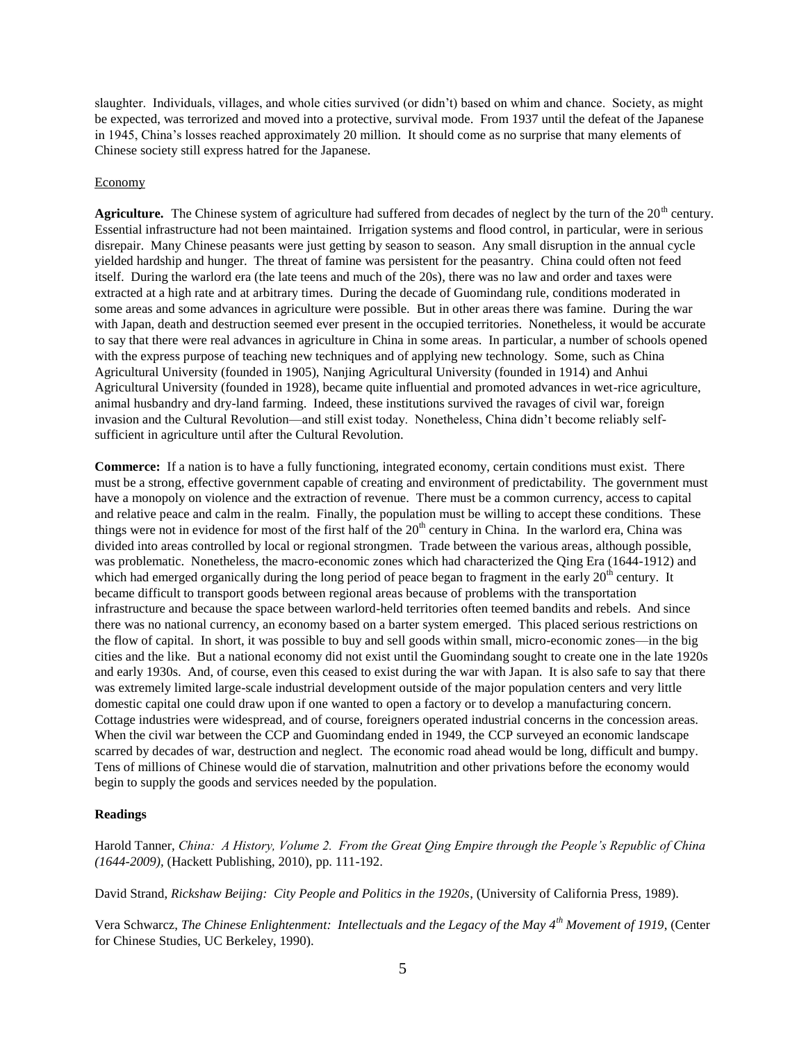slaughter. Individuals, villages, and whole cities survived (or didn't) based on whim and chance. Society, as might be expected, was terrorized and moved into a protective, survival mode. From 1937 until the defeat of the Japanese in 1945, China's losses reached approximately 20 million. It should come as no surprise that many elements of Chinese society still express hatred for the Japanese.

Economy

**Agriculture.** The Chinese system of agriculture had suffered from decades of neglect by the turn of the 20th century. Essential infrastructure had not been maintained. Irrigation systems and flood control, in particular, were in serious disrepair. Many Chinese peasants were just getting by season to season. Any small disruption in the annual cycle yielded hardship and hunger. The threat of famine was persistent for the peasantry. China could often not feed itself. During the warlord era (the late teens and much of the 20s), there was no law and order and taxes were extracted at a high rate and at arbitrary times. During the decade of Guomindang rule, conditions moderated in some areas and some advances in agriculture were possible. But in other areas there was famine. During the war with Japan, death and destruction seemed ever present in the occupied territories. Nonetheless, it would be accurate to say that there were real advances in agriculture in China in some areas. In particular, a number of schools opened with the express purpose of teaching new techniques and of applying new technology. Some, such as China Agricultural University (founded in 1905), Nanjing Agricultural University (founded in 1914) and Anhui Agricultural University (founded in 1928), became quite influential and promoted advances in wet-rice agriculture, animal husbandry and dry-land farming. Indeed, these institutions survived the ravages of civil war, foreign invasion and the Cultural Revolution—and still exist today. Nonetheless, China didn't become reliably self-sufficient in agriculture until after the Cultural Revolution.

**Commerce:** If a nation is to have a fully functioning, integrated economy, certain conditions must exist. There must be a strong, effective government capable of creating and environment of predictability. The government must have a monopoly on violence and the extraction of revenue. There must be a common currency, access to capital and relative peace and calm in the realm. Finally, the population must be willing to accept these conditions. These things were not in evidence for most of the first half of the 20th century in China. In the warlord era, China was divided into areas controlled by local or regional strongmen. Trade between the various areas, although possible, was problematic. Nonetheless, the macro-economic zones which had characterized the Qing Era (1644-1912) and which had emerged organically during the long period of peace began to fragment in the early 20th century. It became difficult to transport goods between regional areas because of problems with the transportation infrastructure and because the space between warlord-held territories often teemed bandits and rebels. And since there was no national currency, an economy based on a barter system emerged. This placed serious restrictions on the flow of capital. In short, it was possible to buy and sell goods within small, micro-economic zones—in the big cities and the like. But a national economy did not exist until the Guomindang sought to create one in the late 1920s and early 1930s. And, of course, even this ceased to exist during the war with Japan. It is also safe to say that there was extremely limited large-scale industrial development outside of the major population centers and very little domestic capital one could draw upon if one wanted to open a factory or to develop a manufacturing concern. Cottage industries were widespread, and of course, foreigners operated industrial concerns in the concession areas. When the civil war between the CCP and Guomindang ended in 1949, the CCP surveyed an economic landscape scarred by decades of war, destruction and neglect. The economic road ahead would be long, difficult and bumpy. Tens of millions of Chinese would die of starvation, malnutrition and other privations before the economy would begin to supply the goods and services needed by the population.

**Readings**

Harold Tanner, *China: A History, Volume 2. From the Great Qing Empire through the People's Republic of China (1644-2009)*, (Hackett Publishing, 2010), pp. 111-192.

David Strand, *Rickshaw Beijing: City People and Politics in the 1920s*, (University of California Press, 1989).

Vera Schwarcz, *The Chinese Enlightenment: Intellectuals and the Legacy of the May 4th Movement of 1919*, (Center for Chinese Studies, UC Berkeley, 1990).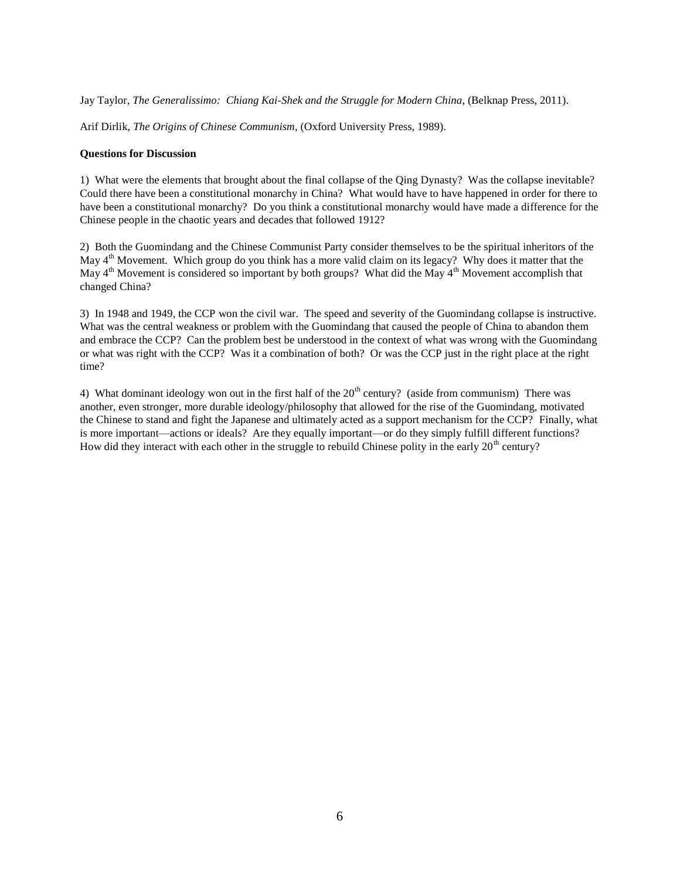Jay Taylor, *The Generalissimo: Chiang Kai-Shek and the Struggle for Modern China*, (Belknap Press, 2011).

Arif Dirlik, *The Origins of Chinese Communism*, (Oxford University Press, 1989).

**Questions for Discussion**

1) What were the elements that brought about the final collapse of the Qing Dynasty? Was the collapse inevitable? Could there have been a constitutional monarchy in China? What would have to have happened in order for there to have been a constitutional monarchy? Do you think a constitutional monarchy would have made a difference for the Chinese people in the chaotic years and decades that followed 1912?

2) Both the Guomindang and the Chinese Communist Party consider themselves to be the spiritual inheritors of the May 4th Movement. Which group do you think has a more valid claim on its legacy? Why does it matter that the May 4th Movement is considered so important by both groups? What did the May 4th Movement accomplish that changed China?

3) In 1948 and 1949, the CCP won the civil war. The speed and severity of the Guomindang collapse is instructive. What was the central weakness or problem with the Guomindang that caused the people of China to abandon them and embrace the CCP? Can the problem best be understood in the context of what was wrong with the Guomindang or what was right with the CCP? Was it a combination of both? Or was the CCP just in the right place at the right time?

4) What dominant ideology won out in the first half of the 20th century? (aside from communism) There was another, even stronger, more durable ideology/philosophy that allowed for the rise of the Guomindang, motivated the Chinese to stand and fight the Japanese and ultimately acted as a support mechanism for the CCP? Finally, what is more important—actions or ideals? Are they equally important—or do they simply fulfill different functions? How did they interact with each other in the struggle to rebuild Chinese polity in the early 20th century?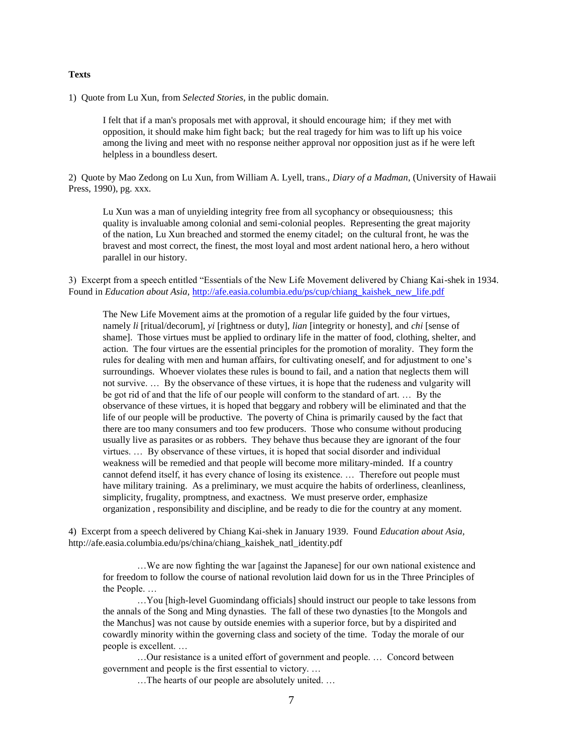**Texts**

1) Quote from Lu Xun, from *Selected Stories,* in the public domain.

> I felt that if a man's proposals met with approval, it should encourage him; if they met with opposition, it should make him fight back; but the real tragedy for him was to lift up his voice among the living and meet with no response neither approval nor opposition just as if he were left helpless in a boundless desert.

2) Quote by Mao Zedong on Lu Xun, from William A. Lyell, trans., *Diary of a Madman*, (University of Hawaii Press, 1990), pg. xxx.

> Lu Xun was a man of unyielding integrity free from all sycophancy or obsequiousness; this quality is invaluable among colonial and semi-colonial peoples. Representing the great majority of the nation, Lu Xun breached and stormed the enemy citadel; on the cultural front, he was the bravest and most correct, the finest, the most loyal and most ardent national hero, a hero without parallel in our history.

3) Excerpt from a speech entitled "Essentials of the New Life Movement delivered by Chiang Kai-shek in 1934. Found in *Education about Asia,* http://afe.easia.columbia.edu/ps/cup/chiang_kaishek_new_life.pdf

> The New Life Movement aims at the promotion of a regular life guided by the four virtues, namely *li* [ritual/decorum], *yi* [rightness or duty], *lian* [integrity or honesty], and *chi* [sense of shame]. Those virtues must be applied to ordinary life in the matter of food, clothing, shelter, and action. The four virtues are the essential principles for the promotion of morality. They form the rules for dealing with men and human affairs, for cultivating oneself, and for adjustment to one's surroundings. Whoever violates these rules is bound to fail, and a nation that neglects them will not survive. … By the observance of these virtues, it is hope that the rudeness and vulgarity will be got rid of and that the life of our people will conform to the standard of art. … By the observance of these virtues, it is hoped that beggary and robbery will be eliminated and that the life of our people will be productive. The poverty of China is primarily caused by the fact that there are too many consumers and too few producers. Those who consume without producing usually live as parasites or as robbers. They behave thus because they are ignorant of the four virtues. … By observance of these virtues, it is hoped that social disorder and individual weakness will be remedied and that people will become more military-minded. If a country cannot defend itself, it has every chance of losing its existence. … Therefore out people must have military training. As a preliminary, we must acquire the habits of orderliness, cleanliness, simplicity, frugality, promptness, and exactness. We must preserve order, emphasize organization , responsibility and discipline, and be ready to die for the country at any moment.

4) Excerpt from a speech delivered by Chiang Kai-shek in January 1939. Found *Education about Asia,* http://afe.easia.columbia.edu/ps/china/chiang_kaishek_natl_identity.pdf

> …We are now fighting the war [against the Japanese] for our own national existence and for freedom to follow the course of national revolution laid down for us in the Three Principles of the People. …
>
> …You [high-level Guomindang officials] should instruct our people to take lessons from the annals of the Song and Ming dynasties. The fall of these two dynasties [to the Mongols and the Manchus] was not cause by outside enemies with a superior force, but by a dispirited and cowardly minority within the governing class and society of the time. Today the morale of our people is excellent. …
>
> …Our resistance is a united effort of government and people. … Concord between government and people is the first essential to victory. …
>
> …The hearts of our people are absolutely united. …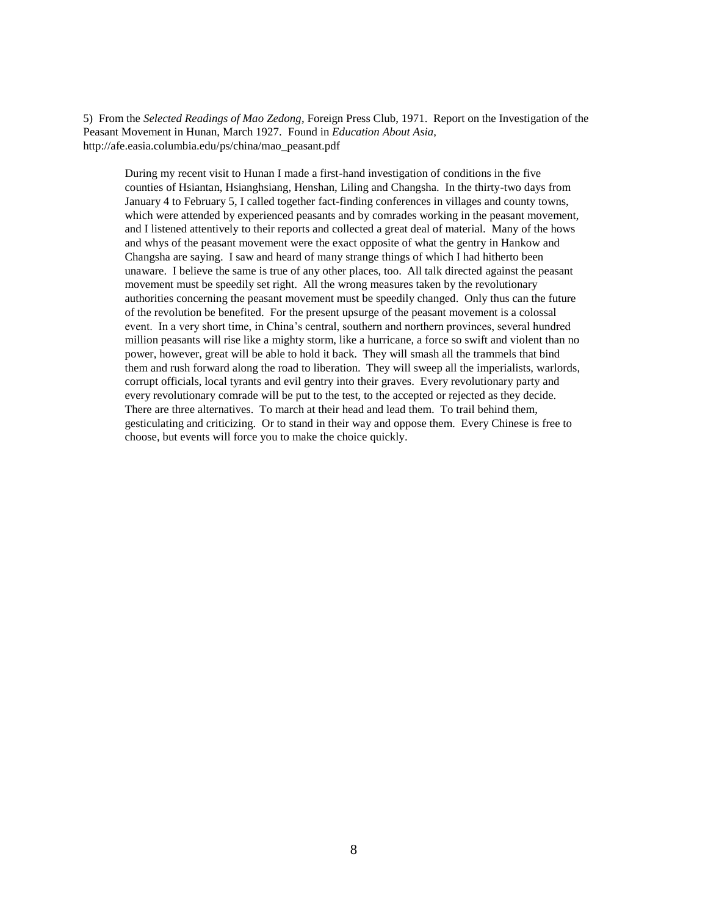5) From the *Selected Readings of Mao Zedong*, Foreign Press Club, 1971. Report on the Investigation of the Peasant Movement in Hunan, March 1927. Found in *Education About Asia*, http://afe.easia.columbia.edu/ps/china/mao_peasant.pdf

> During my recent visit to Hunan I made a first-hand investigation of conditions in the five counties of Hsiantan, Hsianghsiang, Henshan, Liling and Changsha. In the thirty-two days from January 4 to February 5, I called together fact-finding conferences in villages and county towns, which were attended by experienced peasants and by comrades working in the peasant movement, and I listened attentively to their reports and collected a great deal of material. Many of the hows and whys of the peasant movement were the exact opposite of what the gentry in Hankow and Changsha are saying. I saw and heard of many strange things of which I had hitherto been unaware. I believe the same is true of any other places, too. All talk directed against the peasant movement must be speedily set right. All the wrong measures taken by the revolutionary authorities concerning the peasant movement must be speedily changed. Only thus can the future of the revolution be benefited. For the present upsurge of the peasant movement is a colossal event. In a very short time, in China's central, southern and northern provinces, several hundred million peasants will rise like a mighty storm, like a hurricane, a force so swift and violent than no power, however, great will be able to hold it back. They will smash all the trammels that bind them and rush forward along the road to liberation. They will sweep all the imperialists, warlords, corrupt officials, local tyrants and evil gentry into their graves. Every revolutionary party and every revolutionary comrade will be put to the test, to the accepted or rejected as they decide. There are three alternatives. To march at their head and lead them. To trail behind them, gesticulating and criticizing. Or to stand in their way and oppose them. Every Chinese is free to choose, but events will force you to make the choice quickly.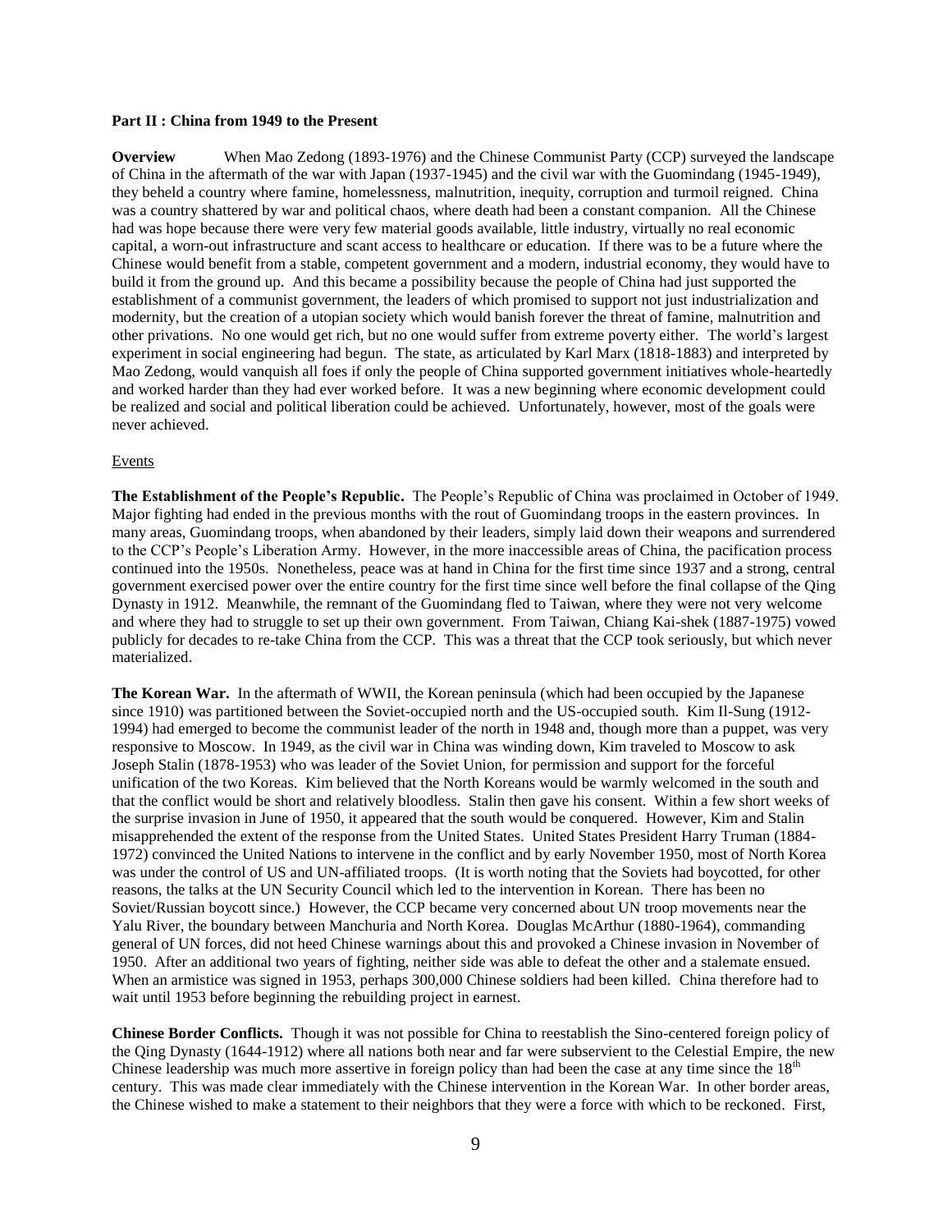**Part II : China from 1949 to the Present**

**Overview** When Mao Zedong (1893-1976) and the Chinese Communist Party (CCP) surveyed the landscape of China in the aftermath of the war with Japan (1937-1945) and the civil war with the Guomindang (1945-1949), they beheld a country where famine, homelessness, malnutrition, inequity, corruption and turmoil reigned. China was a country shattered by war and political chaos, where death had been a constant companion. All the Chinese had was hope because there were very few material goods available, little industry, virtually no real economic capital, a worn-out infrastructure and scant access to healthcare or education. If there was to be a future where the Chinese would benefit from a stable, competent government and a modern, industrial economy, they would have to build it from the ground up. And this became a possibility because the people of China had just supported the establishment of a communist government, the leaders of which promised to support not just industrialization and modernity, but the creation of a utopian society which would banish forever the threat of famine, malnutrition and other privations. No one would get rich, but no one would suffer from extreme poverty either. The world's largest experiment in social engineering had begun. The state, as articulated by Karl Marx (1818-1883) and interpreted by Mao Zedong, would vanquish all foes if only the people of China supported government initiatives whole-heartedly and worked harder than they had ever worked before. It was a new beginning where economic development could be realized and social and political liberation could be achieved. Unfortunately, however, most of the goals were never achieved.

Events

**The Establishment of the People's Republic.** The People's Republic of China was proclaimed in October of 1949. Major fighting had ended in the previous months with the rout of Guomindang troops in the eastern provinces. In many areas, Guomindang troops, when abandoned by their leaders, simply laid down their weapons and surrendered to the CCP's People's Liberation Army. However, in the more inaccessible areas of China, the pacification process continued into the 1950s. Nonetheless, peace was at hand in China for the first time since 1937 and a strong, central government exercised power over the entire country for the first time since well before the final collapse of the Qing Dynasty in 1912. Meanwhile, the remnant of the Guomindang fled to Taiwan, where they were not very welcome and where they had to struggle to set up their own government. From Taiwan, Chiang Kai-shek (1887-1975) vowed publicly for decades to re-take China from the CCP. This was a threat that the CCP took seriously, but which never materialized.

**The Korean War.** In the aftermath of WWII, the Korean peninsula (which had been occupied by the Japanese since 1910) was partitioned between the Soviet-occupied north and the US-occupied south. Kim Il-Sung (1912-1994) had emerged to become the communist leader of the north in 1948 and, though more than a puppet, was very responsive to Moscow. In 1949, as the civil war in China was winding down, Kim traveled to Moscow to ask Joseph Stalin (1878-1953) who was leader of the Soviet Union, for permission and support for the forceful unification of the two Koreas. Kim believed that the North Koreans would be warmly welcomed in the south and that the conflict would be short and relatively bloodless. Stalin then gave his consent. Within a few short weeks of the surprise invasion in June of 1950, it appeared that the south would be conquered. However, Kim and Stalin misapprehended the extent of the response from the United States. United States President Harry Truman (1884-1972) convinced the United Nations to intervene in the conflict and by early November 1950, most of North Korea was under the control of US and UN-affiliated troops. (It is worth noting that the Soviets had boycotted, for other reasons, the talks at the UN Security Council which led to the intervention in Korean. There has been no Soviet/Russian boycott since.) However, the CCP became very concerned about UN troop movements near the Yalu River, the boundary between Manchuria and North Korea. Douglas McArthur (1880-1964), commanding general of UN forces, did not heed Chinese warnings about this and provoked a Chinese invasion in November of 1950. After an additional two years of fighting, neither side was able to defeat the other and a stalemate ensued. When an armistice was signed in 1953, perhaps 300,000 Chinese soldiers had been killed. China therefore had to wait until 1953 before beginning the rebuilding project in earnest.

**Chinese Border Conflicts.** Though it was not possible for China to reestablish the Sino-centered foreign policy of the Qing Dynasty (1644-1912) where all nations both near and far were subservient to the Celestial Empire, the new Chinese leadership was much more assertive in foreign policy than had been the case at any time since the 18th century. This was made clear immediately with the Chinese intervention in the Korean War. In other border areas, the Chinese wished to make a statement to their neighbors that they were a force with which to be reckoned. First,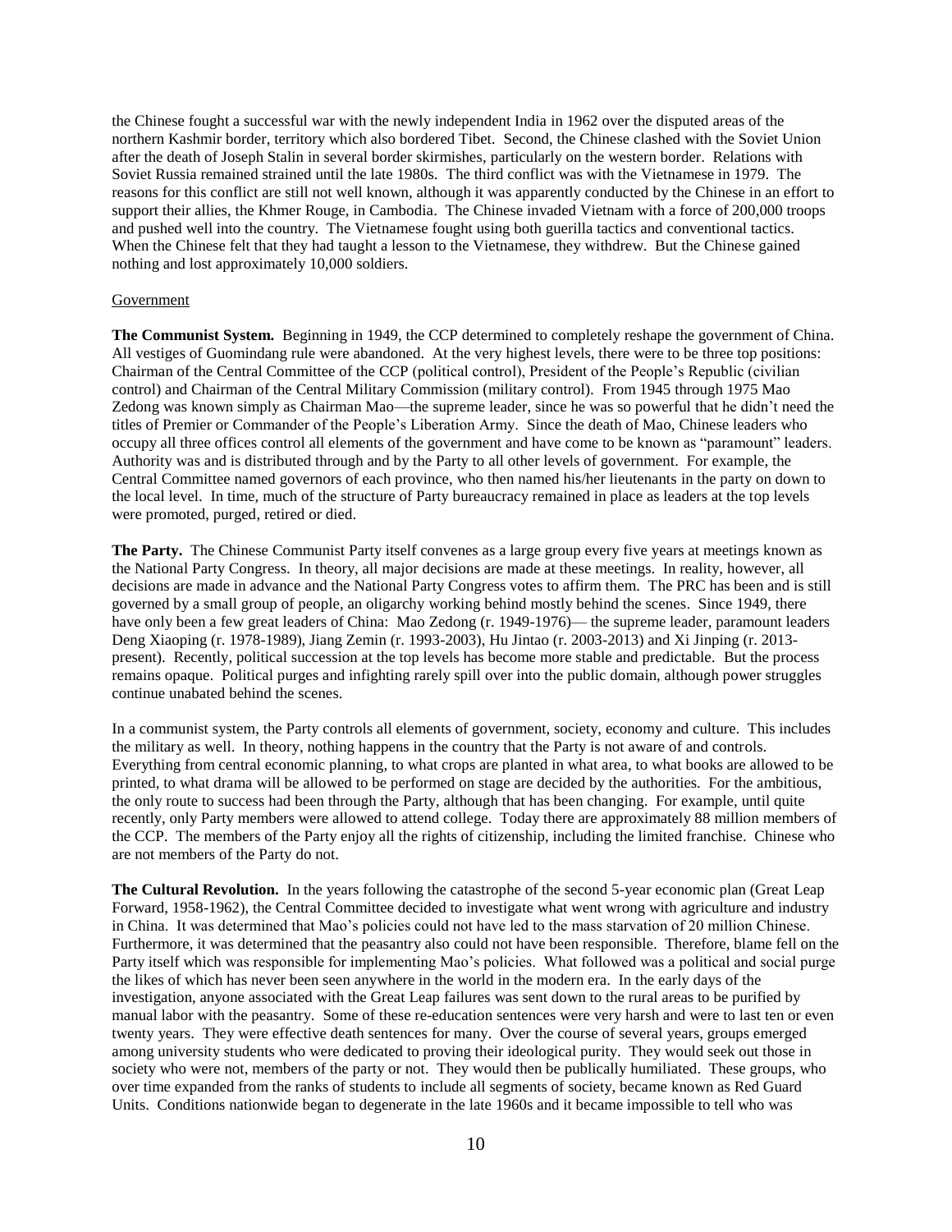the Chinese fought a successful war with the newly independent India in 1962 over the disputed areas of the northern Kashmir border, territory which also bordered Tibet. Second, the Chinese clashed with the Soviet Union after the death of Joseph Stalin in several border skirmishes, particularly on the western border. Relations with Soviet Russia remained strained until the late 1980s. The third conflict was with the Vietnamese in 1979. The reasons for this conflict are still not well known, although it was apparently conducted by the Chinese in an effort to support their allies, the Khmer Rouge, in Cambodia. The Chinese invaded Vietnam with a force of 200,000 troops and pushed well into the country. The Vietnamese fought using both guerilla tactics and conventional tactics. When the Chinese felt that they had taught a lesson to the Vietnamese, they withdrew. But the Chinese gained nothing and lost approximately 10,000 soldiers.

Government

**The Communist System.** Beginning in 1949, the CCP determined to completely reshape the government of China. All vestiges of Guomindang rule were abandoned. At the very highest levels, there were to be three top positions: Chairman of the Central Committee of the CCP (political control), President of the People's Republic (civilian control) and Chairman of the Central Military Commission (military control). From 1945 through 1975 Mao Zedong was known simply as Chairman Mao—the supreme leader, since he was so powerful that he didn't need the titles of Premier or Commander of the People's Liberation Army. Since the death of Mao, Chinese leaders who occupy all three offices control all elements of the government and have come to be known as "paramount" leaders. Authority was and is distributed through and by the Party to all other levels of government. For example, the Central Committee named governors of each province, who then named his/her lieutenants in the party on down to the local level. In time, much of the structure of Party bureaucracy remained in place as leaders at the top levels were promoted, purged, retired or died.

**The Party.** The Chinese Communist Party itself convenes as a large group every five years at meetings known as the National Party Congress. In theory, all major decisions are made at these meetings. In reality, however, all decisions are made in advance and the National Party Congress votes to affirm them. The PRC has been and is still governed by a small group of people, an oligarchy working behind mostly behind the scenes. Since 1949, there have only been a few great leaders of China: Mao Zedong (r. 1949-1976)— the supreme leader, paramount leaders Deng Xiaoping (r. 1978-1989), Jiang Zemin (r. 1993-2003), Hu Jintao (r. 2003-2013) and Xi Jinping (r. 2013-present). Recently, political succession at the top levels has become more stable and predictable. But the process remains opaque. Political purges and infighting rarely spill over into the public domain, although power struggles continue unabated behind the scenes.

In a communist system, the Party controls all elements of government, society, economy and culture. This includes the military as well. In theory, nothing happens in the country that the Party is not aware of and controls. Everything from central economic planning, to what crops are planted in what area, to what books are allowed to be printed, to what drama will be allowed to be performed on stage are decided by the authorities. For the ambitious, the only route to success had been through the Party, although that has been changing. For example, until quite recently, only Party members were allowed to attend college. Today there are approximately 88 million members of the CCP. The members of the Party enjoy all the rights of citizenship, including the limited franchise. Chinese who are not members of the Party do not.

**The Cultural Revolution.** In the years following the catastrophe of the second 5-year economic plan (Great Leap Forward, 1958-1962), the Central Committee decided to investigate what went wrong with agriculture and industry in China. It was determined that Mao's policies could not have led to the mass starvation of 20 million Chinese. Furthermore, it was determined that the peasantry also could not have been responsible. Therefore, blame fell on the Party itself which was responsible for implementing Mao's policies. What followed was a political and social purge the likes of which has never been seen anywhere in the world in the modern era. In the early days of the investigation, anyone associated with the Great Leap failures was sent down to the rural areas to be purified by manual labor with the peasantry. Some of these re-education sentences were very harsh and were to last ten or even twenty years. They were effective death sentences for many. Over the course of several years, groups emerged among university students who were dedicated to proving their ideological purity. They would seek out those in society who were not, members of the party or not. They would then be publically humiliated. These groups, who over time expanded from the ranks of students to include all segments of society, became known as Red Guard Units. Conditions nationwide began to degenerate in the late 1960s and it became impossible to tell who was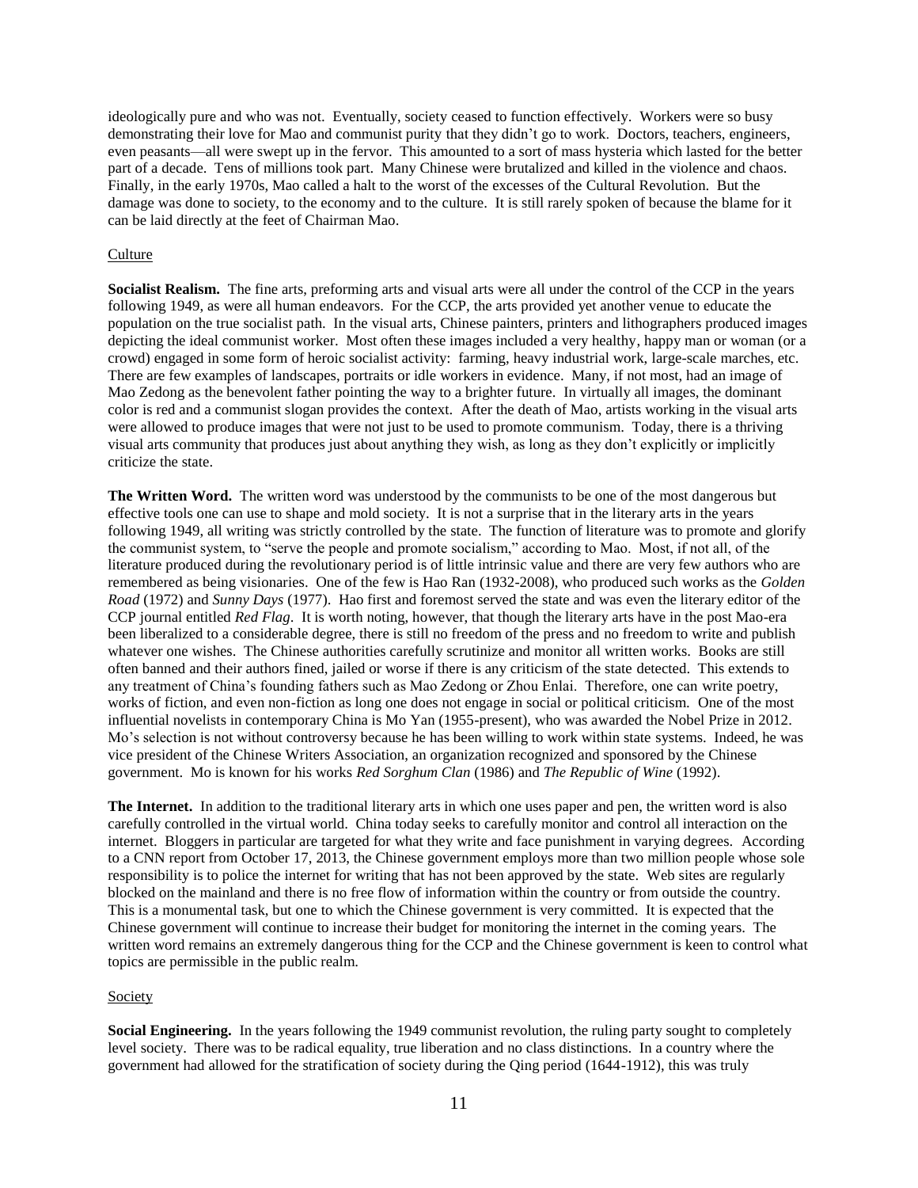ideologically pure and who was not. Eventually, society ceased to function effectively. Workers were so busy demonstrating their love for Mao and communist purity that they didn't go to work. Doctors, teachers, engineers, even peasants—all were swept up in the fervor. This amounted to a sort of mass hysteria which lasted for the better part of a decade. Tens of millions took part. Many Chinese were brutalized and killed in the violence and chaos. Finally, in the early 1970s, Mao called a halt to the worst of the excesses of the Cultural Revolution. But the damage was done to society, to the economy and to the culture. It is still rarely spoken of because the blame for it can be laid directly at the feet of Chairman Mao.

## Culture

**Socialist Realism.** The fine arts, preforming arts and visual arts were all under the control of the CCP in the years following 1949, as were all human endeavors. For the CCP, the arts provided yet another venue to educate the population on the true socialist path. In the visual arts, Chinese painters, printers and lithographers produced images depicting the ideal communist worker. Most often these images included a very healthy, happy man or woman (or a crowd) engaged in some form of heroic socialist activity: farming, heavy industrial work, large-scale marches, etc. There are few examples of landscapes, portraits or idle workers in evidence. Many, if not most, had an image of Mao Zedong as the benevolent father pointing the way to a brighter future. In virtually all images, the dominant color is red and a communist slogan provides the context. After the death of Mao, artists working in the visual arts were allowed to produce images that were not just to be used to promote communism. Today, there is a thriving visual arts community that produces just about anything they wish, as long as they don't explicitly or implicitly criticize the state.

**The Written Word.** The written word was understood by the communists to be one of the most dangerous but effective tools one can use to shape and mold society. It is not a surprise that in the literary arts in the years following 1949, all writing was strictly controlled by the state. The function of literature was to promote and glorify the communist system, to "serve the people and promote socialism," according to Mao. Most, if not all, of the literature produced during the revolutionary period is of little intrinsic value and there are very few authors who are remembered as being visionaries. One of the few is Hao Ran (1932-2008), who produced such works as the *Golden Road* (1972) and *Sunny Days* (1977). Hao first and foremost served the state and was even the literary editor of the CCP journal entitled *Red Flag*. It is worth noting, however, that though the literary arts have in the post Mao-era been liberalized to a considerable degree, there is still no freedom of the press and no freedom to write and publish whatever one wishes. The Chinese authorities carefully scrutinize and monitor all written works. Books are still often banned and their authors fined, jailed or worse if there is any criticism of the state detected. This extends to any treatment of China's founding fathers such as Mao Zedong or Zhou Enlai. Therefore, one can write poetry, works of fiction, and even non-fiction as long one does not engage in social or political criticism. One of the most influential novelists in contemporary China is Mo Yan (1955-present), who was awarded the Nobel Prize in 2012. Mo's selection is not without controversy because he has been willing to work within state systems. Indeed, he was vice president of the Chinese Writers Association, an organization recognized and sponsored by the Chinese government. Mo is known for his works *Red Sorghum Clan* (1986) and *The Republic of Wine* (1992).

**The Internet.** In addition to the traditional literary arts in which one uses paper and pen, the written word is also carefully controlled in the virtual world. China today seeks to carefully monitor and control all interaction on the internet. Bloggers in particular are targeted for what they write and face punishment in varying degrees. According to a CNN report from October 17, 2013, the Chinese government employs more than two million people whose sole responsibility is to police the internet for writing that has not been approved by the state. Web sites are regularly blocked on the mainland and there is no free flow of information within the country or from outside the country. This is a monumental task, but one to which the Chinese government is very committed. It is expected that the Chinese government will continue to increase their budget for monitoring the internet in the coming years. The written word remains an extremely dangerous thing for the CCP and the Chinese government is keen to control what topics are permissible in the public realm.

## Society

**Social Engineering.** In the years following the 1949 communist revolution, the ruling party sought to completely level society. There was to be radical equality, true liberation and no class distinctions. In a country where the government had allowed for the stratification of society during the Qing period (1644-1912), this was truly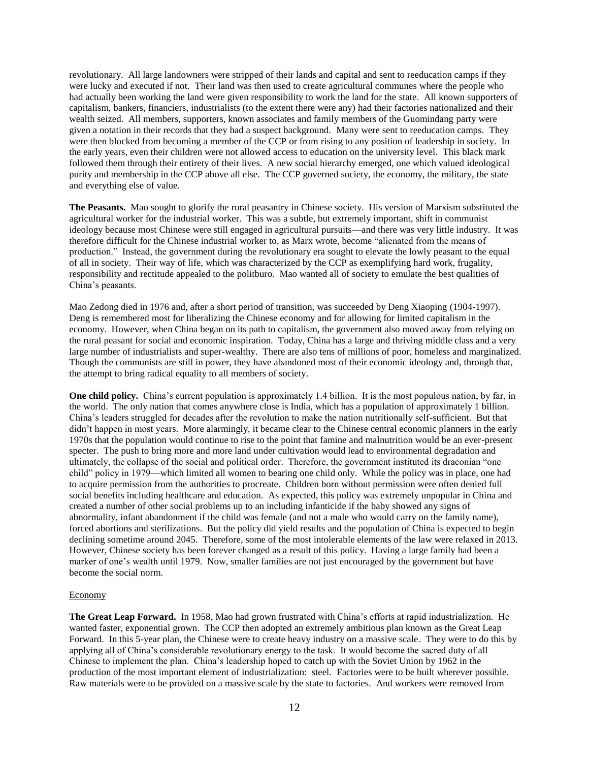revolutionary. All large landowners were stripped of their lands and capital and sent to reeducation camps if they were lucky and executed if not. Their land was then used to create agricultural communes where the people who had actually been working the land were given responsibility to work the land for the state. All known supporters of capitalism, bankers, financiers, industrialists (to the extent there were any) had their factories nationalized and their wealth seized. All members, supporters, known associates and family members of the Guomindang party were given a notation in their records that they had a suspect background. Many were sent to reeducation camps. They were then blocked from becoming a member of the CCP or from rising to any position of leadership in society. In the early years, even their children were not allowed access to education on the university level. This black mark followed them through their entirety of their lives. A new social hierarchy emerged, one which valued ideological purity and membership in the CCP above all else. The CCP governed society, the economy, the military, the state and everything else of value.

**The Peasants.** Mao sought to glorify the rural peasantry in Chinese society. His version of Marxism substituted the agricultural worker for the industrial worker. This was a subtle, but extremely important, shift in communist ideology because most Chinese were still engaged in agricultural pursuits—and there was very little industry. It was therefore difficult for the Chinese industrial worker to, as Marx wrote, become "alienated from the means of production." Instead, the government during the revolutionary era sought to elevate the lowly peasant to the equal of all in society. Their way of life, which was characterized by the CCP as exemplifying hard work, frugality, responsibility and rectitude appealed to the politburo. Mao wanted all of society to emulate the best qualities of China's peasants.

Mao Zedong died in 1976 and, after a short period of transition, was succeeded by Deng Xiaoping (1904-1997). Deng is remembered most for liberalizing the Chinese economy and for allowing for limited capitalism in the economy. However, when China began on its path to capitalism, the government also moved away from relying on the rural peasant for social and economic inspiration. Today, China has a large and thriving middle class and a very large number of industrialists and super-wealthy. There are also tens of millions of poor, homeless and marginalized. Though the communists are still in power, they have abandoned most of their economic ideology and, through that, the attempt to bring radical equality to all members of society.

**One child policy.** China's current population is approximately 1.4 billion. It is the most populous nation, by far, in the world. The only nation that comes anywhere close is India, which has a population of approximately 1 billion. China's leaders struggled for decades after the revolution to make the nation nutritionally self-sufficient. But that didn't happen in most years. More alarmingly, it became clear to the Chinese central economic planners in the early 1970s that the population would continue to rise to the point that famine and malnutrition would be an ever-present specter. The push to bring more and more land under cultivation would lead to environmental degradation and ultimately, the collapse of the social and political order. Therefore, the government instituted its draconian "one child" policy in 1979—which limited all women to bearing one child only. While the policy was in place, one had to acquire permission from the authorities to procreate. Children born without permission were often denied full social benefits including healthcare and education. As expected, this policy was extremely unpopular in China and created a number of other social problems up to an including infanticide if the baby showed any signs of abnormality, infant abandonment if the child was female (and not a male who would carry on the family name), forced abortions and sterilizations. But the policy did yield results and the population of China is expected to begin declining sometime around 2045. Therefore, some of the most intolerable elements of the law were relaxed in 2013. However, Chinese society has been forever changed as a result of this policy. Having a large family had been a marker of one's wealth until 1979. Now, smaller families are not just encouraged by the government but have become the social norm.

<u>Economy</u>

**The Great Leap Forward.** In 1958, Mao had grown frustrated with China's efforts at rapid industrialization. He wanted faster, exponential grown. The CCP then adopted an extremely ambitious plan known as the Great Leap Forward. In this 5-year plan, the Chinese were to create heavy industry on a massive scale. They were to do this by applying all of China's considerable revolutionary energy to the task. It would become the sacred duty of all Chinese to implement the plan. China's leadership hoped to catch up with the Soviet Union by 1962 in the production of the most important element of industrialization: steel. Factories were to be built wherever possible. Raw materials were to be provided on a massive scale by the state to factories. And workers were removed from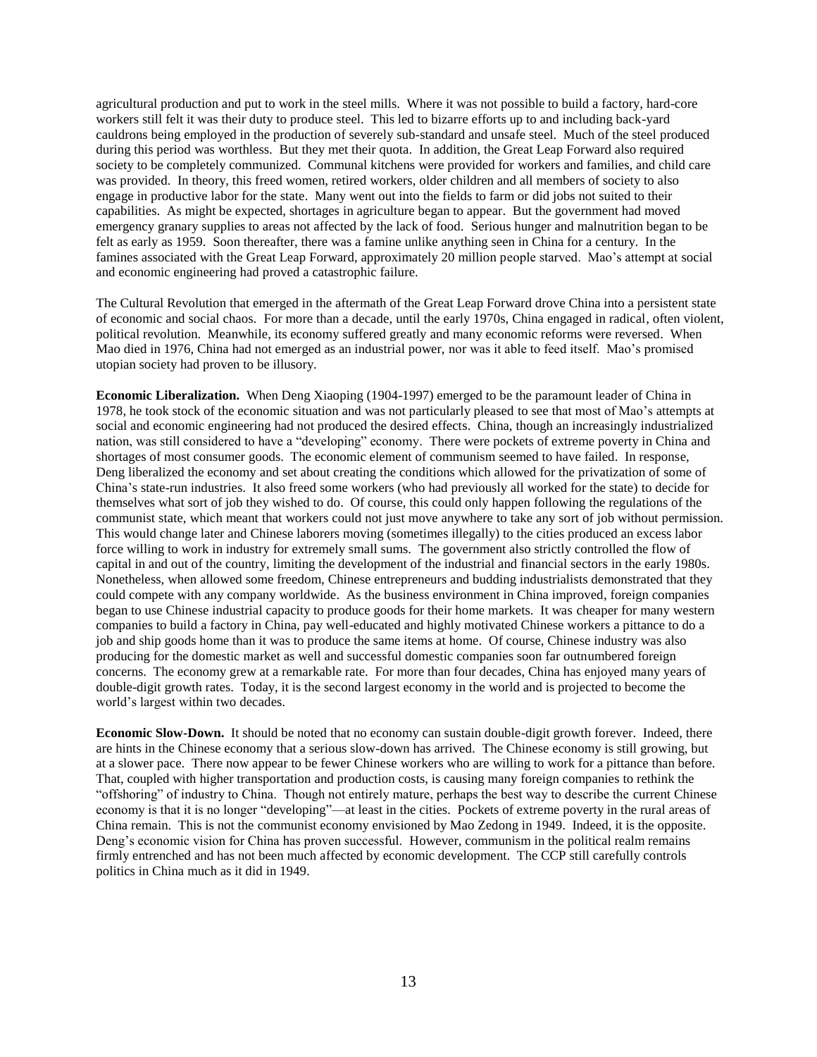agricultural production and put to work in the steel mills. Where it was not possible to build a factory, hard-core workers still felt it was their duty to produce steel. This led to bizarre efforts up to and including back-yard cauldrons being employed in the production of severely sub-standard and unsafe steel. Much of the steel produced during this period was worthless. But they met their quota. In addition, the Great Leap Forward also required society to be completely communized. Communal kitchens were provided for workers and families, and child care was provided. In theory, this freed women, retired workers, older children and all members of society to also engage in productive labor for the state. Many went out into the fields to farm or did jobs not suited to their capabilities. As might be expected, shortages in agriculture began to appear. But the government had moved emergency granary supplies to areas not affected by the lack of food. Serious hunger and malnutrition began to be felt as early as 1959. Soon thereafter, there was a famine unlike anything seen in China for a century. In the famines associated with the Great Leap Forward, approximately 20 million people starved. Mao's attempt at social and economic engineering had proved a catastrophic failure.

The Cultural Revolution that emerged in the aftermath of the Great Leap Forward drove China into a persistent state of economic and social chaos. For more than a decade, until the early 1970s, China engaged in radical, often violent, political revolution. Meanwhile, its economy suffered greatly and many economic reforms were reversed. When Mao died in 1976, China had not emerged as an industrial power, nor was it able to feed itself. Mao's promised utopian society had proven to be illusory.

**Economic Liberalization.** When Deng Xiaoping (1904-1997) emerged to be the paramount leader of China in 1978, he took stock of the economic situation and was not particularly pleased to see that most of Mao's attempts at social and economic engineering had not produced the desired effects. China, though an increasingly industrialized nation, was still considered to have a "developing" economy. There were pockets of extreme poverty in China and shortages of most consumer goods. The economic element of communism seemed to have failed. In response, Deng liberalized the economy and set about creating the conditions which allowed for the privatization of some of China's state-run industries. It also freed some workers (who had previously all worked for the state) to decide for themselves what sort of job they wished to do. Of course, this could only happen following the regulations of the communist state, which meant that workers could not just move anywhere to take any sort of job without permission. This would change later and Chinese laborers moving (sometimes illegally) to the cities produced an excess labor force willing to work in industry for extremely small sums. The government also strictly controlled the flow of capital in and out of the country, limiting the development of the industrial and financial sectors in the early 1980s. Nonetheless, when allowed some freedom, Chinese entrepreneurs and budding industrialists demonstrated that they could compete with any company worldwide. As the business environment in China improved, foreign companies began to use Chinese industrial capacity to produce goods for their home markets. It was cheaper for many western companies to build a factory in China, pay well-educated and highly motivated Chinese workers a pittance to do a job and ship goods home than it was to produce the same items at home. Of course, Chinese industry was also producing for the domestic market as well and successful domestic companies soon far outnumbered foreign concerns. The economy grew at a remarkable rate. For more than four decades, China has enjoyed many years of double-digit growth rates. Today, it is the second largest economy in the world and is projected to become the world's largest within two decades.

**Economic Slow-Down.** It should be noted that no economy can sustain double-digit growth forever. Indeed, there are hints in the Chinese economy that a serious slow-down has arrived. The Chinese economy is still growing, but at a slower pace. There now appear to be fewer Chinese workers who are willing to work for a pittance than before. That, coupled with higher transportation and production costs, is causing many foreign companies to rethink the "offshoring" of industry to China. Though not entirely mature, perhaps the best way to describe the current Chinese economy is that it is no longer "developing"—at least in the cities. Pockets of extreme poverty in the rural areas of China remain. This is not the communist economy envisioned by Mao Zedong in 1949. Indeed, it is the opposite. Deng's economic vision for China has proven successful. However, communism in the political realm remains firmly entrenched and has not been much affected by economic development. The CCP still carefully controls politics in China much as it did in 1949.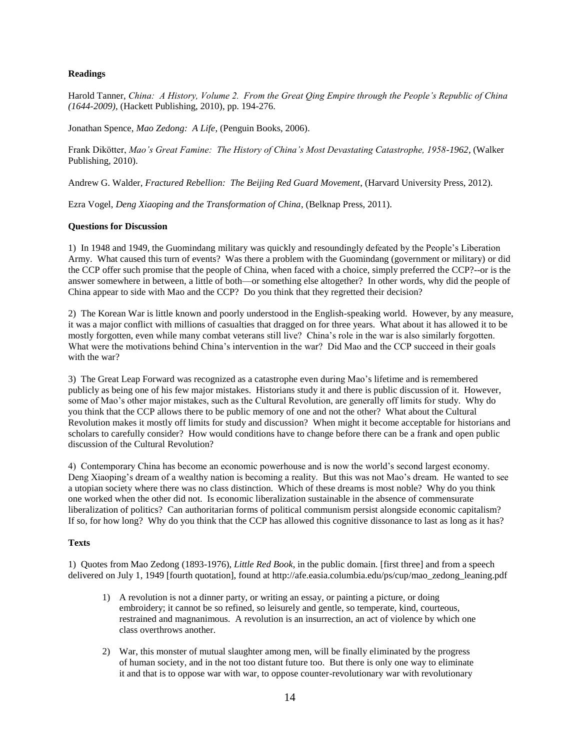**Readings**

Harold Tanner, *China: A History, Volume 2. From the Great Qing Empire through the People's Republic of China (1644-2009)*, (Hackett Publishing, 2010), pp. 194-276.

Jonathan Spence, *Mao Zedong: A Life*, (Penguin Books, 2006).

Frank Dikötter, *Mao's Great Famine: The History of China's Most Devastating Catastrophe, 1958-1962*, (Walker Publishing, 2010).

Andrew G. Walder, *Fractured Rebellion: The Beijing Red Guard Movement*, (Harvard University Press, 2012).

Ezra Vogel, *Deng Xiaoping and the Transformation of China*, (Belknap Press, 2011).

**Questions for Discussion**

1) In 1948 and 1949, the Guomindang military was quickly and resoundingly defeated by the People's Liberation Army. What caused this turn of events? Was there a problem with the Guomindang (government or military) or did the CCP offer such promise that the people of China, when faced with a choice, simply preferred the CCP?--or is the answer somewhere in between, a little of both—or something else altogether? In other words, why did the people of China appear to side with Mao and the CCP? Do you think that they regretted their decision?

2) The Korean War is little known and poorly understood in the English-speaking world. However, by any measure, it was a major conflict with millions of casualties that dragged on for three years. What about it has allowed it to be mostly forgotten, even while many combat veterans still live? China's role in the war is also similarly forgotten. What were the motivations behind China's intervention in the war? Did Mao and the CCP succeed in their goals with the war?

3) The Great Leap Forward was recognized as a catastrophe even during Mao's lifetime and is remembered publicly as being one of his few major mistakes. Historians study it and there is public discussion of it. However, some of Mao's other major mistakes, such as the Cultural Revolution, are generally off limits for study. Why do you think that the CCP allows there to be public memory of one and not the other? What about the Cultural Revolution makes it mostly off limits for study and discussion? When might it become acceptable for historians and scholars to carefully consider? How would conditions have to change before there can be a frank and open public discussion of the Cultural Revolution?

4) Contemporary China has become an economic powerhouse and is now the world's second largest economy. Deng Xiaoping's dream of a wealthy nation is becoming a reality. But this was not Mao's dream. He wanted to see a utopian society where there was no class distinction. Which of these dreams is most noble? Why do you think one worked when the other did not. Is economic liberalization sustainable in the absence of commensurate liberalization of politics? Can authoritarian forms of political communism persist alongside economic capitalism? If so, for how long? Why do you think that the CCP has allowed this cognitive dissonance to last as long as it has?

**Texts**

1) Quotes from Mao Zedong (1893-1976), *Little Red Book*, in the public domain. [first three] and from a speech delivered on July 1, 1949 [fourth quotation], found at http://afe.easia.columbia.edu/ps/cup/mao_zedong_leaning.pdf

1) A revolution is not a dinner party, or writing an essay, or painting a picture, or doing embroidery; it cannot be so refined, so leisurely and gentle, so temperate, kind, courteous, restrained and magnanimous. A revolution is an insurrection, an act of violence by which one class overthrows another.

2) War, this monster of mutual slaughter among men, will be finally eliminated by the progress of human society, and in the not too distant future too. But there is only one way to eliminate it and that is to oppose war with war, to oppose counter-revolutionary war with revolutionary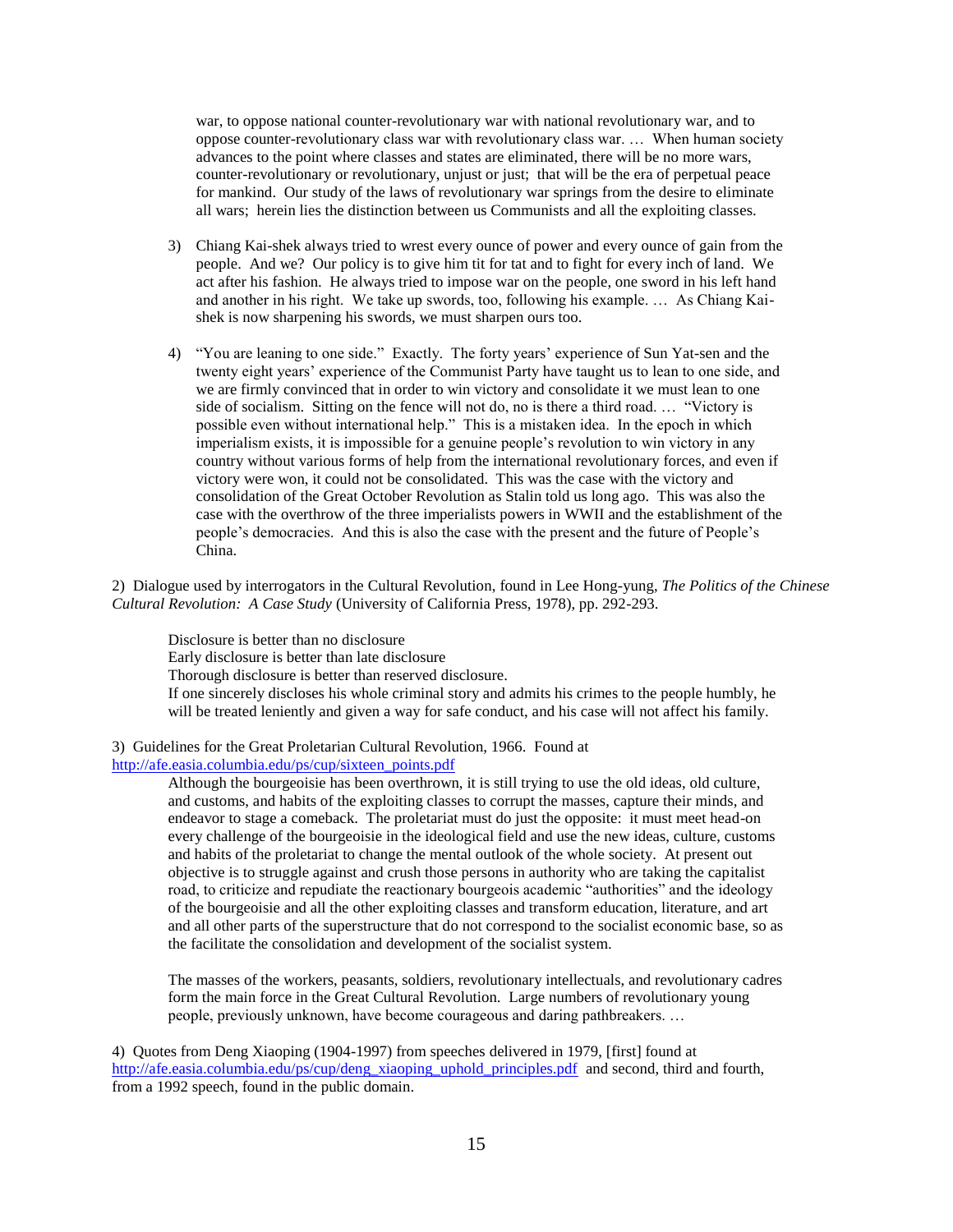war, to oppose national counter-revolutionary war with national revolutionary war, and to oppose counter-revolutionary class war with revolutionary class war. … When human society advances to the point where classes and states are eliminated, there will be no more wars, counter-revolutionary or revolutionary, unjust or just; that will be the era of perpetual peace for mankind. Our study of the laws of revolutionary war springs from the desire to eliminate all wars; herein lies the distinction between us Communists and all the exploiting classes.

3) Chiang Kai-shek always tried to wrest every ounce of power and every ounce of gain from the people. And we? Our policy is to give him tit for tat and to fight for every inch of land. We act after his fashion. He always tried to impose war on the people, one sword in his left hand and another in his right. We take up swords, too, following his example. … As Chiang Kai-shek is now sharpening his swords, we must sharpen ours too.

4) "You are leaning to one side." Exactly. The forty years' experience of Sun Yat-sen and the twenty eight years' experience of the Communist Party have taught us to lean to one side, and we are firmly convinced that in order to win victory and consolidate it we must lean to one side of socialism. Sitting on the fence will not do, no is there a third road. … "Victory is possible even without international help." This is a mistaken idea. In the epoch in which imperialism exists, it is impossible for a genuine people's revolution to win victory in any country without various forms of help from the international revolutionary forces, and even if victory were won, it could not be consolidated. This was the case with the victory and consolidation of the Great October Revolution as Stalin told us long ago. This was also the case with the overthrow of the three imperialists powers in WWII and the establishment of the people's democracies. And this is also the case with the present and the future of People's China.

2) Dialogue used by interrogators in the Cultural Revolution, found in Lee Hong-yung, *The Politics of the Chinese Cultural Revolution: A Case Study* (University of California Press, 1978), pp. 292-293.

> Disclosure is better than no disclosure
> Early disclosure is better than late disclosure
> Thorough disclosure is better than reserved disclosure.
> If one sincerely discloses his whole criminal story and admits his crimes to the people humbly, he will be treated leniently and given a way for safe conduct, and his case will not affect his family.

3) Guidelines for the Great Proletarian Cultural Revolution, 1966. Found at http://afe.easia.columbia.edu/ps/cup/sixteen_points.pdf

> Although the bourgeoisie has been overthrown, it is still trying to use the old ideas, old culture, and customs, and habits of the exploiting classes to corrupt the masses, capture their minds, and endeavor to stage a comeback. The proletariat must do just the opposite: it must meet head-on every challenge of the bourgeoisie in the ideological field and use the new ideas, culture, customs and habits of the proletariat to change the mental outlook of the whole society. At present out objective is to struggle against and crush those persons in authority who are taking the capitalist road, to criticize and repudiate the reactionary bourgeois academic "authorities" and the ideology of the bourgeoisie and all the other exploiting classes and transform education, literature, and art and all other parts of the superstructure that do not correspond to the socialist economic base, so as the facilitate the consolidation and development of the socialist system.
>
> The masses of the workers, peasants, soldiers, revolutionary intellectuals, and revolutionary cadres form the main force in the Great Cultural Revolution. Large numbers of revolutionary young people, previously unknown, have become courageous and daring pathbreakers. …

4) Quotes from Deng Xiaoping (1904-1997) from speeches delivered in 1979, [first] found at http://afe.easia.columbia.edu/ps/cup/deng_xiaoping_uphold_principles.pdf and second, third and fourth, from a 1992 speech, found in the public domain.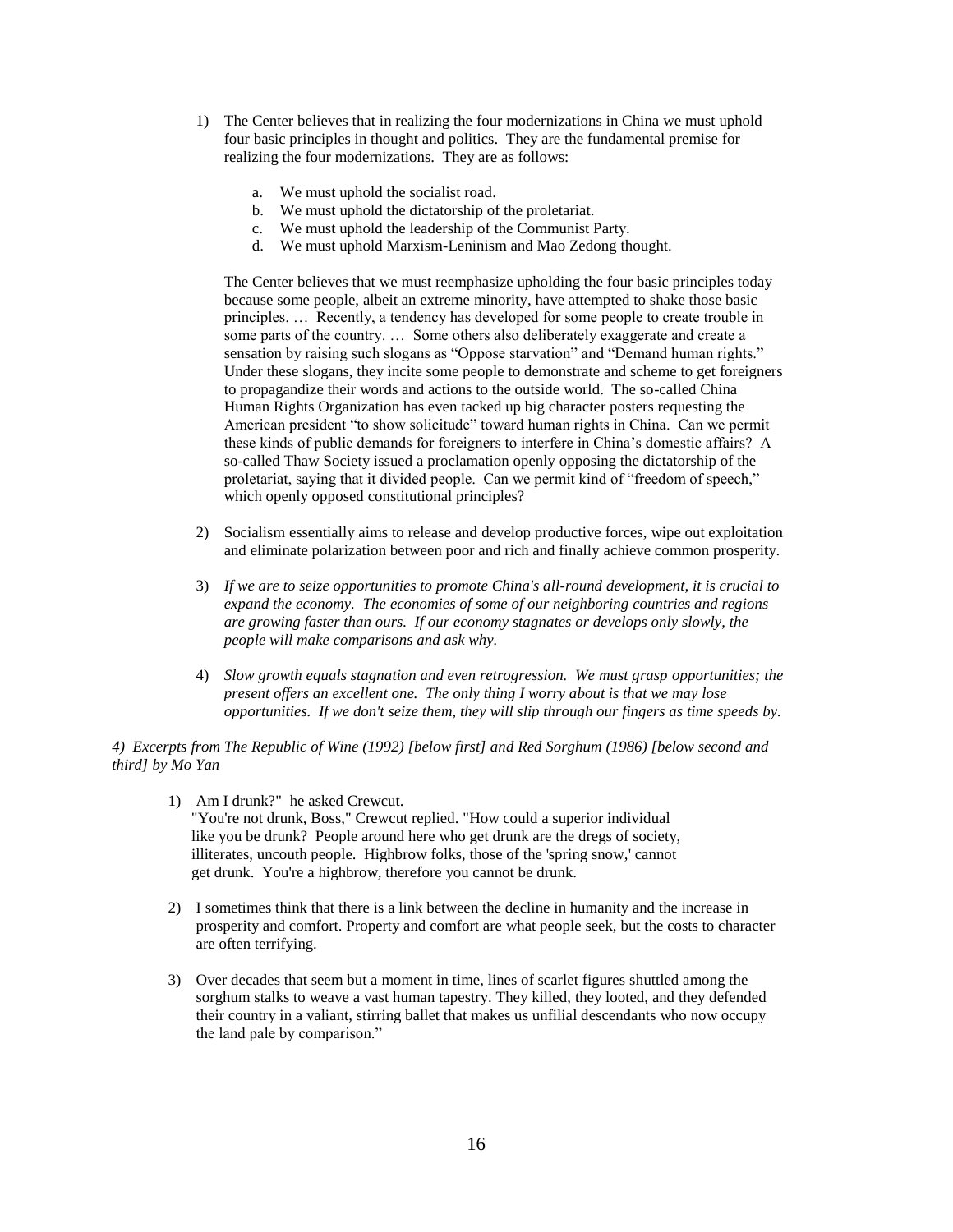1) The Center believes that in realizing the four modernizations in China we must uphold four basic principles in thought and politics. They are the fundamental premise for realizing the four modernizations. They are as follows:

   a. We must uphold the socialist road.
   b. We must uphold the dictatorship of the proletariat.
   c. We must uphold the leadership of the Communist Party.
   d. We must uphold Marxism-Leninism and Mao Zedong thought.

   The Center believes that we must reemphasize upholding the four basic principles today because some people, albeit an extreme minority, have attempted to shake those basic principles. … Recently, a tendency has developed for some people to create trouble in some parts of the country. … Some others also deliberately exaggerate and create a sensation by raising such slogans as "Oppose starvation" and "Demand human rights." Under these slogans, they incite some people to demonstrate and scheme to get foreigners to propagandize their words and actions to the outside world. The so-called China Human Rights Organization has even tacked up big character posters requesting the American president "to show solicitude" toward human rights in China. Can we permit these kinds of public demands for foreigners to interfere in China's domestic affairs? A so-called Thaw Society issued a proclamation openly opposing the dictatorship of the proletariat, saying that it divided people. Can we permit kind of "freedom of speech," which openly opposed constitutional principles?

2) Socialism essentially aims to release and develop productive forces, wipe out exploitation and eliminate polarization between poor and rich and finally achieve common prosperity.

3) *If we are to seize opportunities to promote China's all-round development, it is crucial to expand the economy. The economies of some of our neighboring countries and regions are growing faster than ours. If our economy stagnates or develops only slowly, the people will make comparisons and ask why.*

4) *Slow growth equals stagnation and even retrogression. We must grasp opportunities; the present offers an excellent one. The only thing I worry about is that we may lose opportunities. If we don't seize them, they will slip through our fingers as time speeds by.*

*4) Excerpts from The Republic of Wine (1992) [below first] and Red Sorghum (1986) [below second and third] by Mo Yan*

1) Am I drunk?" he asked Crewcut.
   "You're not drunk, Boss," Crewcut replied. "How could a superior individual like you be drunk? People around here who get drunk are the dregs of society, illiterates, uncouth people. Highbrow folks, those of the 'spring snow,' cannot get drunk. You're a highbrow, therefore you cannot be drunk.

2) I sometimes think that there is a link between the decline in humanity and the increase in prosperity and comfort. Property and comfort are what people seek, but the costs to character are often terrifying.

3) Over decades that seem but a moment in time, lines of scarlet figures shuttled among the sorghum stalks to weave a vast human tapestry. They killed, they looted, and they defended their country in a valiant, stirring ballet that makes us unfilial descendants who now occupy the land pale by comparison."